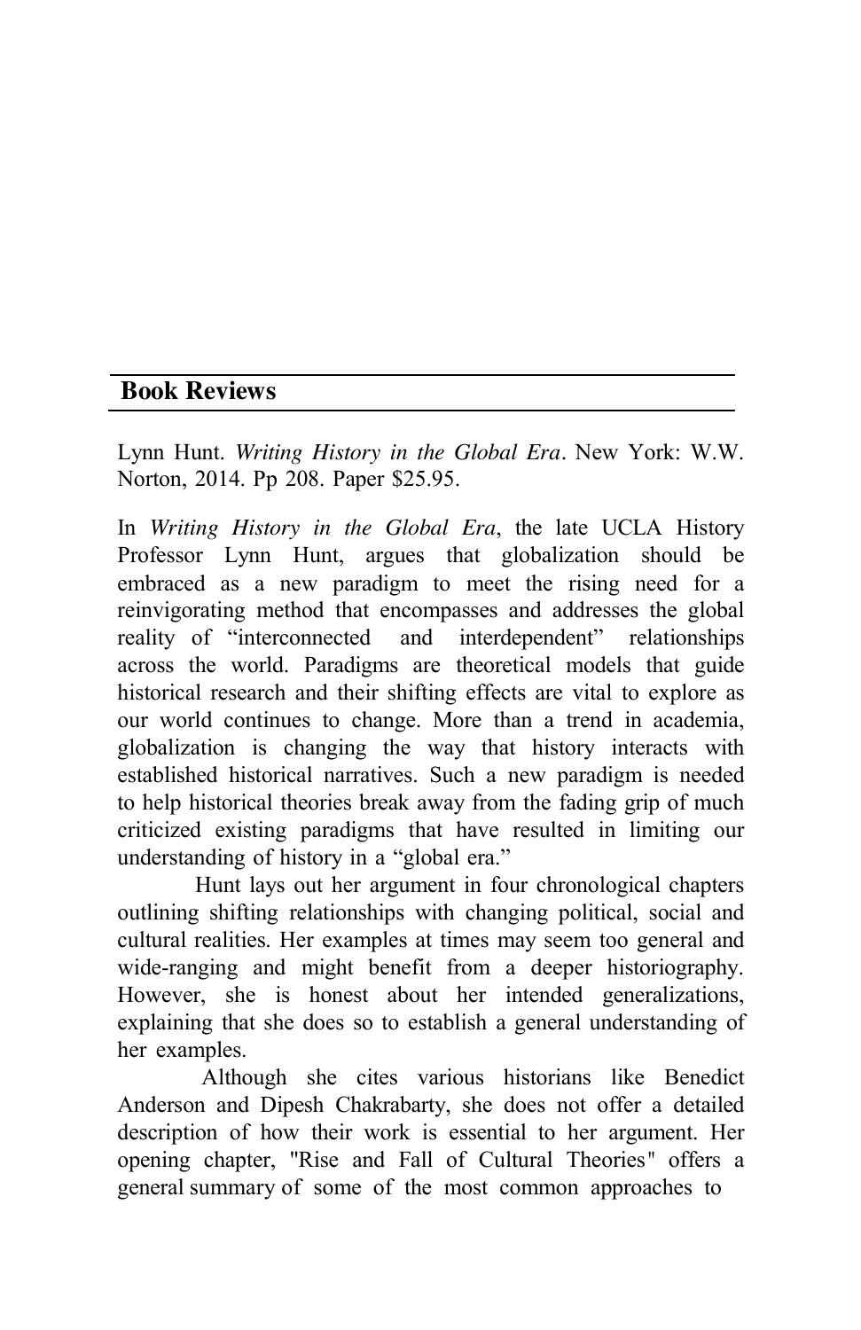## Book Reviews

Lynn Hunt. *Writing History in the Global Era*. New York: W.W. Norton, 2014. Pp 208. Paper $25.95.

In *Writing History in the Global Era*, the late UCLA History Professor Lynn Hunt, argues that globalization should be embraced as a new paradigm to meet the rising need for a reinvigorating method that encompasses and addresses the global reality of "interconnected and interdependent" relationships across the world. Paradigms are theoretical models that guide historical research and their shifting effects are vital to explore as our world continues to change. More than a trend in academia, globalization is changing the way that history interacts with established historical narratives. Such a new paradigm is needed to help historical theories break away from the fading grip of much criticized existing paradigms that have resulted in limiting our understanding of history in a "global era."

Hunt lays out her argument in four chronological chapters outlining shifting relationships with changing political, social and cultural realities. Her examples at times may seem too general and wide-ranging and might benefit from a deeper historiography. However, she is honest about her intended generalizations, explaining that she does so to establish a general understanding of her examples.

Although she cites various historians like Benedict Anderson and Dipesh Chakrabarty, she does not offer a detailed description of how their work is essential to her argument. Her opening chapter, "Rise and Fall of Cultural Theories" offers a general summary of some of the most common approaches to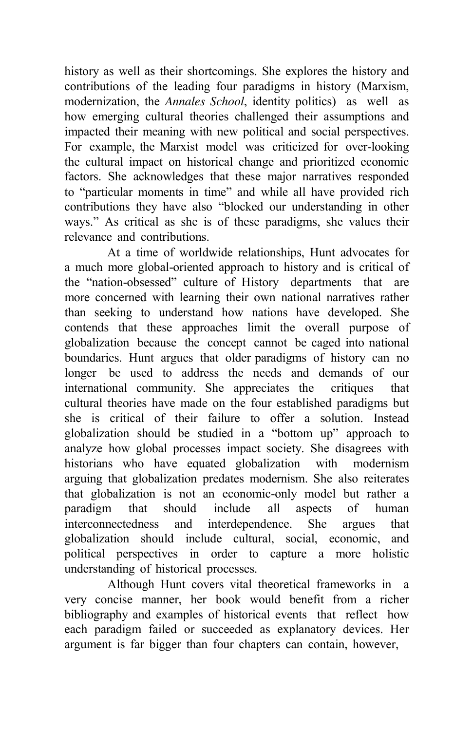history as well as their shortcomings. She explores the history and contributions of the leading four paradigms in history (Marxism, modernization, the *Annales School*, identity politics) as well as how emerging cultural theories challenged their assumptions and impacted their meaning with new political and social perspectives. For example, the Marxist model was criticized for over-looking the cultural impact on historical change and prioritized economic factors. She acknowledges that these major narratives responded to "particular moments in time" and while all have provided rich contributions they have also "blocked our understanding in other ways." As critical as she is of these paradigms, she values their relevance and contributions.

At a time of worldwide relationships, Hunt advocates for a much more global-oriented approach to history and is critical of the "nation-obsessed" culture of History departments that are more concerned with learning their own national narratives rather than seeking to understand how nations have developed. She contends that these approaches limit the overall purpose of globalization because the concept cannot be caged into national boundaries. Hunt argues that older paradigms of history can no longer be used to address the needs and demands of our international community. She appreciates the critiques that cultural theories have made on the four established paradigms but she is critical of their failure to offer a solution. Instead globalization should be studied in a "bottom up" approach to analyze how global processes impact society. She disagrees with historians who have equated globalization with modernism arguing that globalization predates modernism. She also reiterates that globalization is not an economic-only model but rather a paradigm that should include all aspects of human interconnectedness and interdependence. She argues that globalization should include cultural, social, economic, and political perspectives in order to capture a more holistic understanding of historical processes.

Although Hunt covers vital theoretical frameworks in a very concise manner, her book would benefit from a richer bibliography and examples of historical events that reflect how each paradigm failed or succeeded as explanatory devices. Her argument is far bigger than four chapters can contain, however,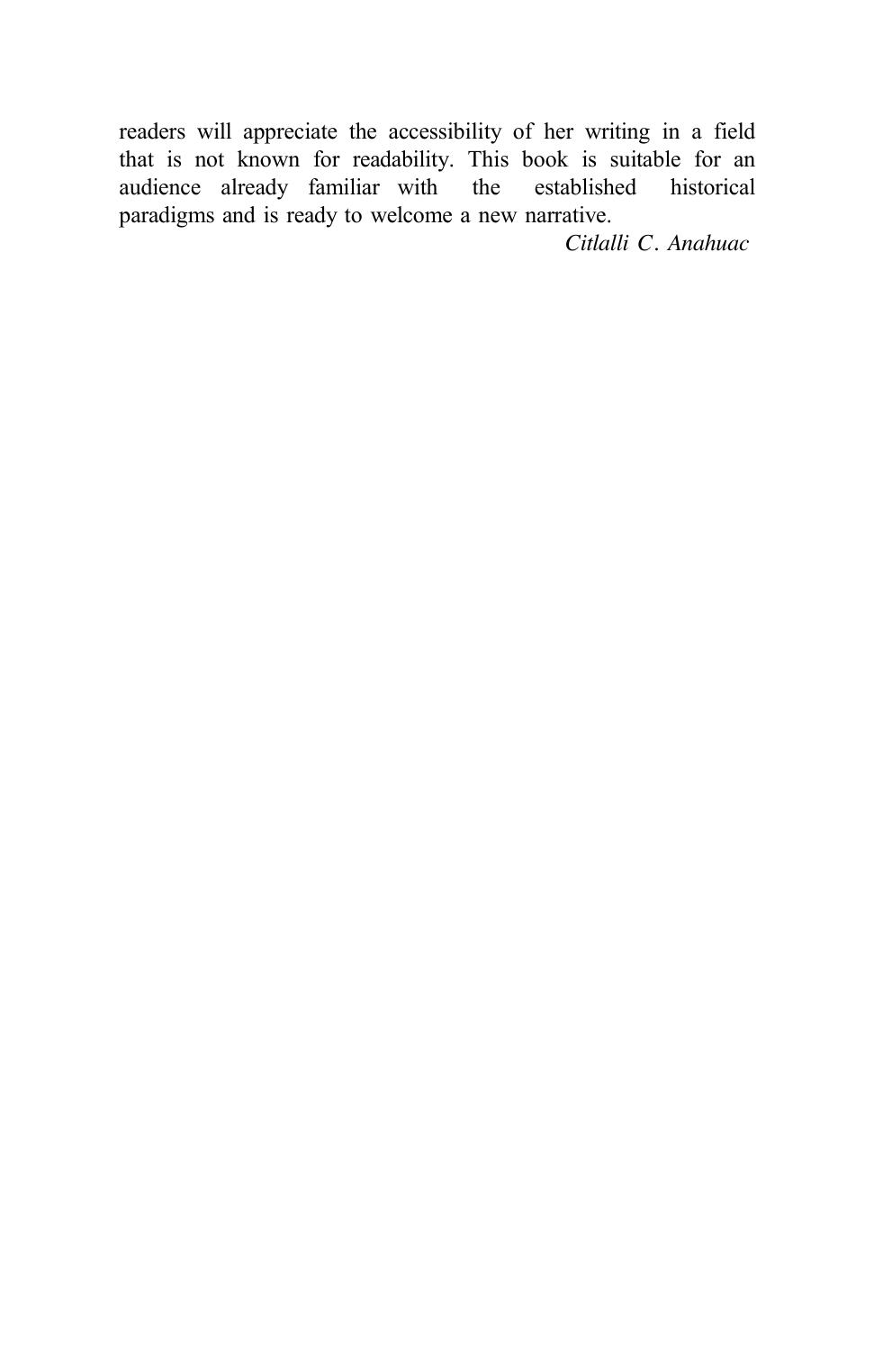readers will appreciate the accessibility of her writing in a field that is not known for readability. This book is suitable for an audience already familiar with the established historical paradigms and is ready to welcome a new narrative.

*Citlalli C. Anahuac*